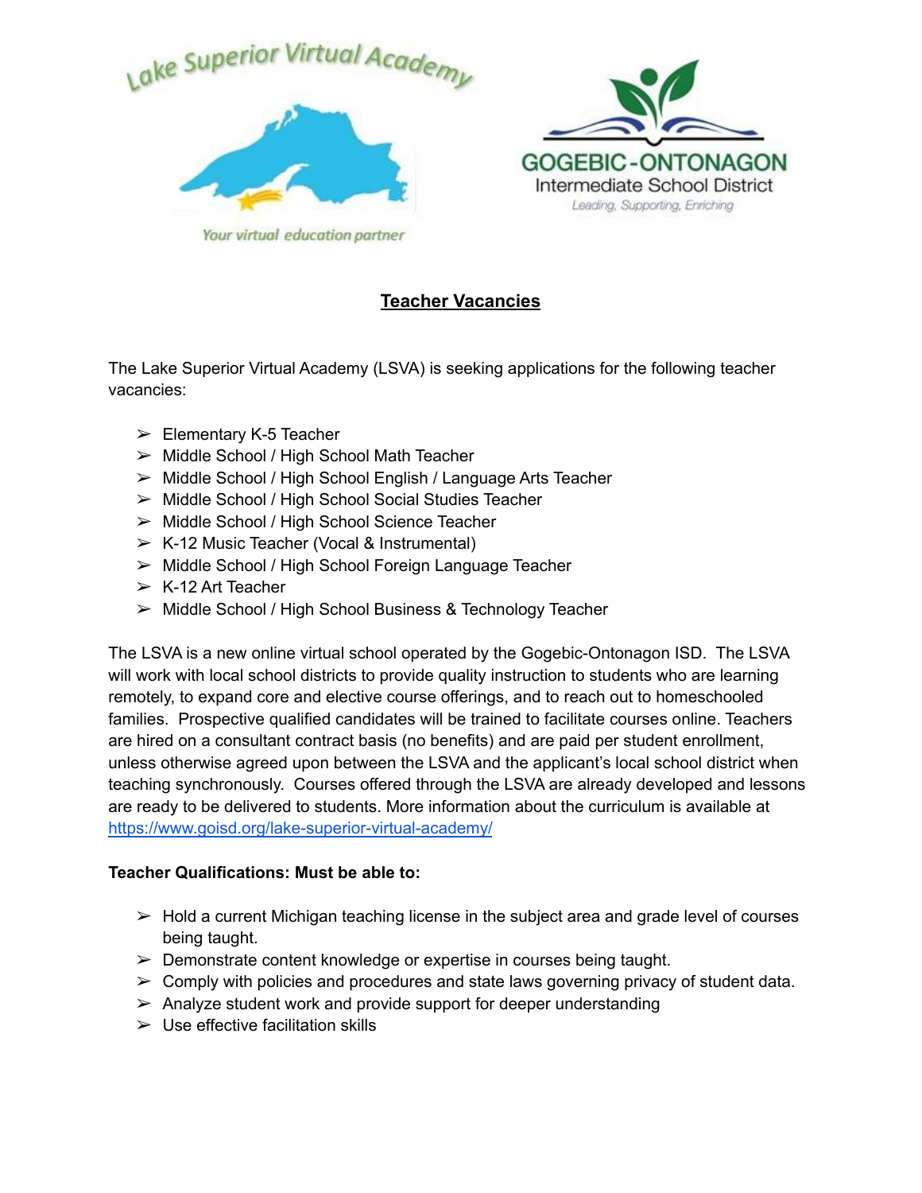Lake Superior Virtual Academy

*Your virtual education partner*

GOGEBIC-ONTONAGON

Intermediate School District

*Leading, Supporting, Enriching*

## Teacher Vacancies

The Lake Superior Virtual Academy (LSVA) is seeking applications for the following teacher vacancies:

- Elementary K-5 Teacher
- Middle School / High School Math Teacher
- Middle School / High School English / Language Arts Teacher
- Middle School / High School Social Studies Teacher
- Middle School / High School Science Teacher
- K-12 Music Teacher (Vocal & Instrumental)
- Middle School / High School Foreign Language Teacher
- K-12 Art Teacher
- Middle School / High School Business & Technology Teacher

The LSVA is a new online virtual school operated by the Gogebic-Ontonagon ISD. The LSVA will work with local school districts to provide quality instruction to students who are learning remotely, to expand core and elective course offerings, and to reach out to homeschooled families. Prospective qualified candidates will be trained to facilitate courses online. Teachers are hired on a consultant contract basis (no benefits) and are paid per student enrollment, unless otherwise agreed upon between the LSVA and the applicant's local school district when teaching synchronously. Courses offered through the LSVA are already developed and lessons are ready to be delivered to students. More information about the curriculum is available at [https://www.goisd.org/lake-superior-virtual-academy/](https://www.goisd.org/lake-superior-virtual-academy/)

**Teacher Qualifications: Must be able to:**

- Hold a current Michigan teaching license in the subject area and grade level of courses being taught.
- Demonstrate content knowledge or expertise in courses being taught.
- Comply with policies and procedures and state laws governing privacy of student data.
- Analyze student work and provide support for deeper understanding
- Use effective facilitation skills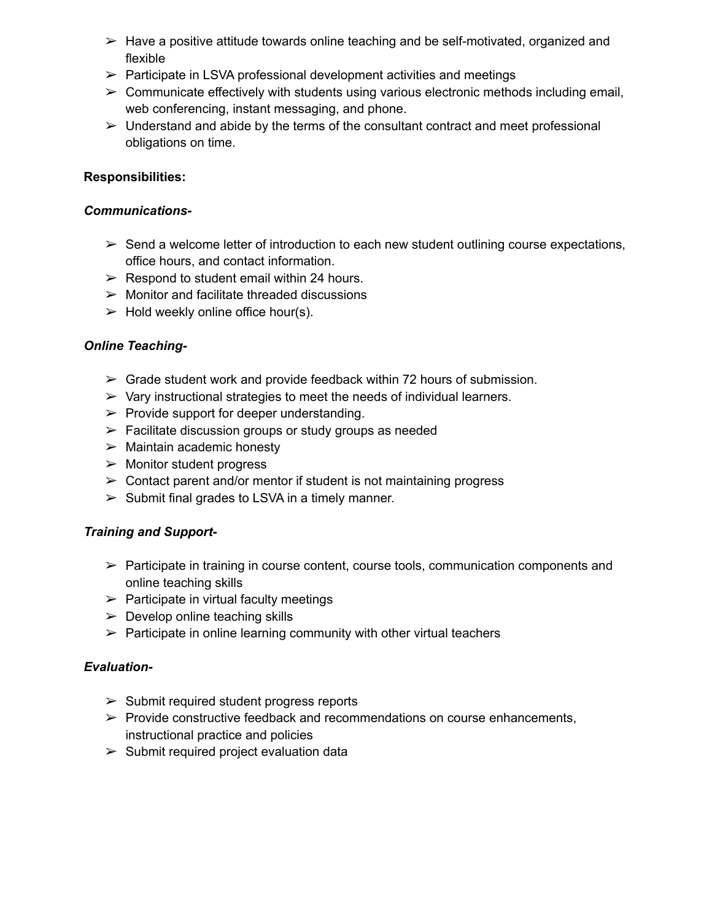- Have a positive attitude towards online teaching and be self-motivated, organized and flexible
- Participate in LSVA professional development activities and meetings
- Communicate effectively with students using various electronic methods including email, web conferencing, instant messaging, and phone.
- Understand and abide by the terms of the consultant contract and meet professional obligations on time.

**Responsibilities:**

***Communications-***

- Send a welcome letter of introduction to each new student outlining course expectations, office hours, and contact information.
- Respond to student email within 24 hours.
- Monitor and facilitate threaded discussions
- Hold weekly online office hour(s).

***Online Teaching-***

- Grade student work and provide feedback within 72 hours of submission.
- Vary instructional strategies to meet the needs of individual learners.
- Provide support for deeper understanding.
- Facilitate discussion groups or study groups as needed
- Maintain academic honesty
- Monitor student progress
- Contact parent and/or mentor if student is not maintaining progress
- Submit final grades to LSVA in a timely manner.

***Training and Support-***

- Participate in training in course content, course tools, communication components and online teaching skills
- Participate in virtual faculty meetings
- Develop online teaching skills
- Participate in online learning community with other virtual teachers

***Evaluation-***

- Submit required student progress reports
- Provide constructive feedback and recommendations on course enhancements, instructional practice and policies
- Submit required project evaluation data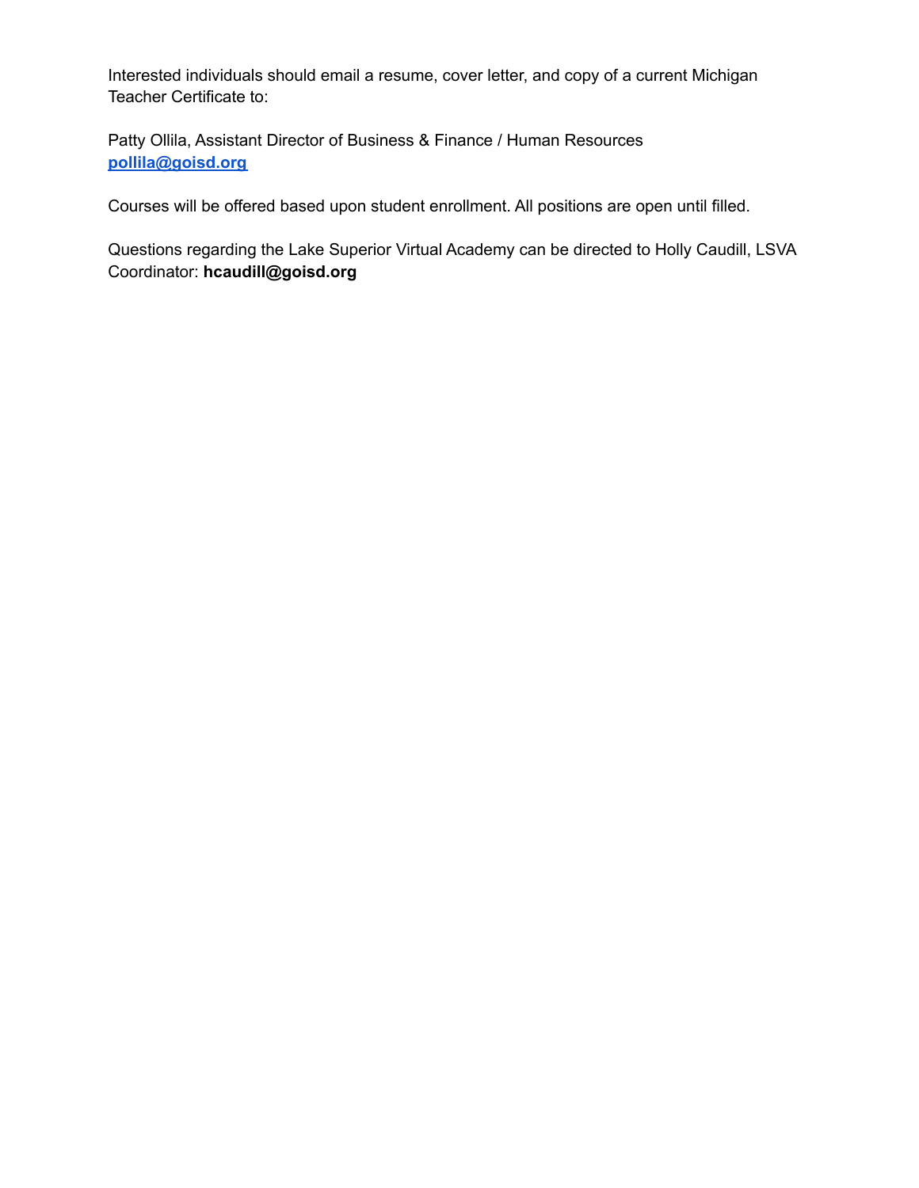Interested individuals should email a resume, cover letter, and copy of a current Michigan Teacher Certificate to:

Patty Ollila, Assistant Director of Business & Finance / Human Resources
**pollila@goisd.org**

Courses will be offered based upon student enrollment. All positions are open until filled.

Questions regarding the Lake Superior Virtual Academy can be directed to Holly Caudill, LSVA Coordinator: **hcaudill@goisd.org**